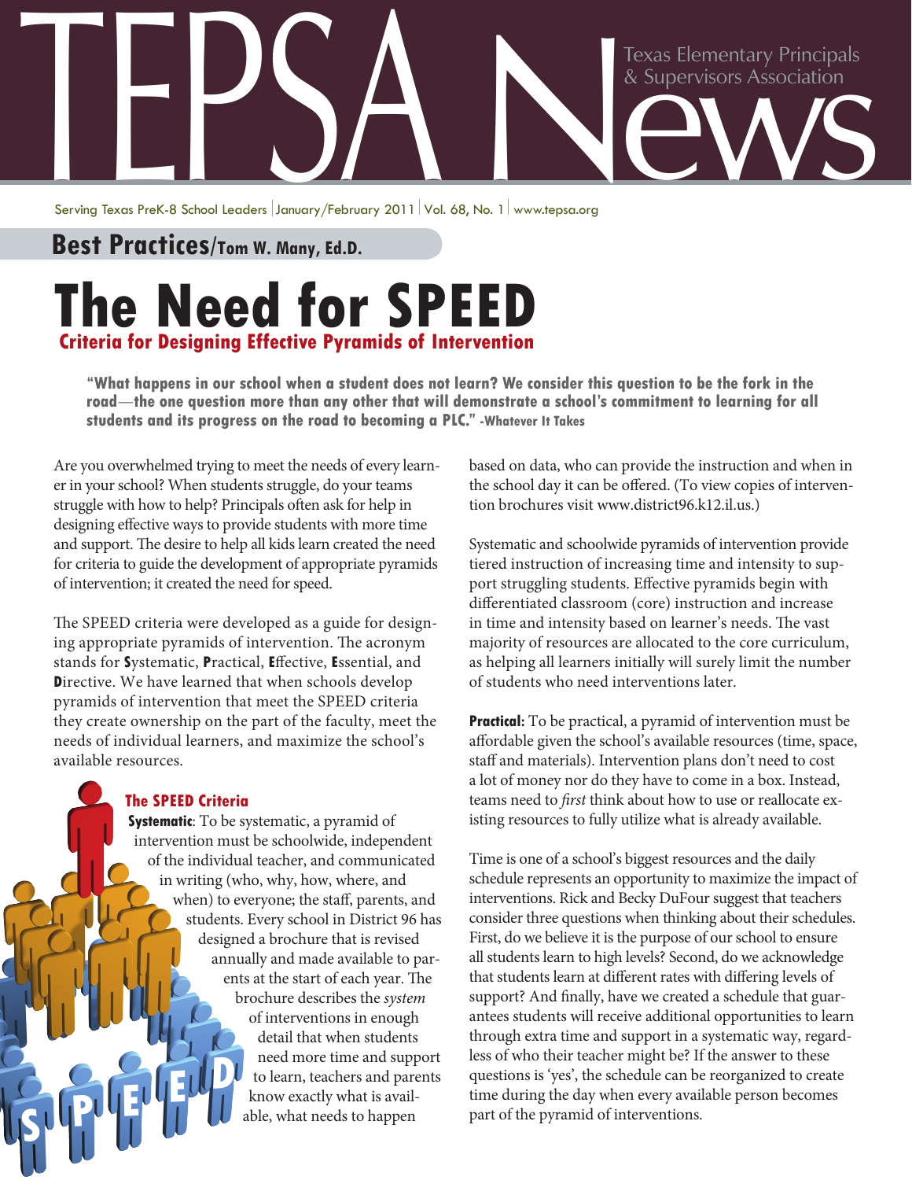# TEPSA News

Texas Elementary Principals & Supervisors Association

Serving Texas PreK-8 School Leaders | January/February 2011 | Vol. 68, No. 1 | www.tepsa.org

**Best Practices/Tom W. Many, Ed.D.**

# The Need for SPEED

## Criteria for Designing Effective Pyramids of Intervention

> **"What happens in our school when a student does not learn? We consider this question to be the fork in the road—the one question more than any other that will demonstrate a school's commitment to learning for all students and its progress on the road to becoming a PLC." -Whatever It Takes**

Are you overwhelmed trying to meet the needs of every learner in your school? When students struggle, do your teams struggle with how to help? Principals often ask for help in designing effective ways to provide students with more time and support. The desire to help all kids learn created the need for criteria to guide the development of appropriate pyramids of intervention; it created the need for speed.

The SPEED criteria were developed as a guide for designing appropriate pyramids of intervention. The acronym stands for **S**ystematic, **P**ractical, **E**ffective, **E**ssential, and **D**irective. We have learned that when schools develop pyramids of intervention that meet the SPEED criteria they create ownership on the part of the faculty, meet the needs of individual learners, and maximize the school's available resources.

### The SPEED Criteria

**Systematic**: To be systematic, a pyramid of intervention must be schoolwide, independent of the individual teacher, and communicated in writing (who, why, how, where, and when) to everyone; the staff, parents, and students. Every school in District 96 has designed a brochure that is revised annually and made available to parents at the start of each year. The brochure describes the *system* of interventions in enough detail that when students need more time and support to learn, teachers and parents know exactly what is available, what needs to happen based on data, who can provide the instruction and when in the school day it can be offered. (To view copies of intervention brochures visit www.district96.k12.il.us.)

Systematic and schoolwide pyramids of intervention provide tiered instruction of increasing time and intensity to support struggling students. Effective pyramids begin with differentiated classroom (core) instruction and increase in time and intensity based on learner's needs. The vast majority of resources are allocated to the core curriculum, as helping all learners initially will surely limit the number of students who need interventions later.

**Practical:** To be practical, a pyramid of intervention must be affordable given the school's available resources (time, space, staff and materials). Intervention plans don't need to cost a lot of money nor do they have to come in a box. Instead, teams need to *first* think about how to use or reallocate existing resources to fully utilize what is already available.

Time is one of a school's biggest resources and the daily schedule represents an opportunity to maximize the impact of interventions. Rick and Becky DuFour suggest that teachers consider three questions when thinking about their schedules. First, do we believe it is the purpose of our school to ensure all students learn to high levels? Second, do we acknowledge that students learn at different rates with differing levels of support? And finally, have we created a schedule that guarantees students will receive additional opportunities to learn through extra time and support in a systematic way, regardless of who their teacher might be? If the answer to these questions is 'yes', the schedule can be reorganized to create time during the day when every available person becomes part of the pyramid of interventions.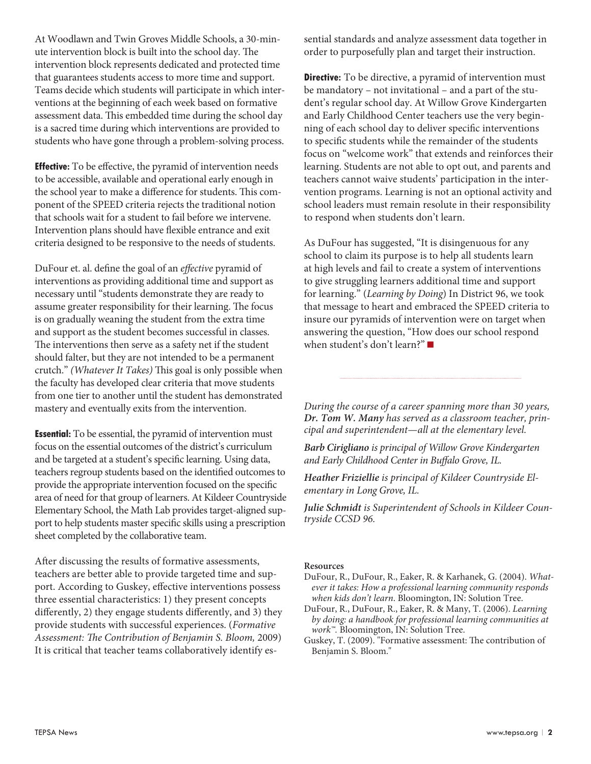At Woodlawn and Twin Groves Middle Schools, a 30-minute intervention block is built into the school day. The intervention block represents dedicated and protected time that guarantees students access to more time and support. Teams decide which students will participate in which interventions at the beginning of each week based on formative assessment data. This embedded time during the school day is a sacred time during which interventions are provided to students who have gone through a problem-solving process.

**Effective:** To be effective, the pyramid of intervention needs to be accessible, available and operational early enough in the school year to make a difference for students. This component of the SPEED criteria rejects the traditional notion that schools wait for a student to fail before we intervene. Intervention plans should have flexible entrance and exit criteria designed to be responsive to the needs of students.

DuFour et. al. define the goal of an *effective* pyramid of interventions as providing additional time and support as necessary until "students demonstrate they are ready to assume greater responsibility for their learning. The focus is on gradually weaning the student from the extra time and support as the student becomes successful in classes. The interventions then serve as a safety net if the student should falter, but they are not intended to be a permanent crutch." *(Whatever It Takes)* This goal is only possible when the faculty has developed clear criteria that move students from one tier to another until the student has demonstrated mastery and eventually exits from the intervention.

**Essential:** To be essential, the pyramid of intervention must focus on the essential outcomes of the district's curriculum and be targeted at a student's specific learning. Using data, teachers regroup students based on the identified outcomes to provide the appropriate intervention focused on the specific area of need for that group of learners. At Kildeer Countryside Elementary School, the Math Lab provides target-aligned support to help students master specific skills using a prescription sheet completed by the collaborative team.

After discussing the results of formative assessments, teachers are better able to provide targeted time and support. According to Guskey, effective interventions possess three essential characteristics: 1) they present concepts differently, 2) they engage students differently, and 3) they provide students with successful experiences. (*Formative Assessment: The Contribution of Benjamin S. Bloom,* 2009) It is critical that teacher teams collaboratively identify essential standards and analyze assessment data together in order to purposefully plan and target their instruction.

**Directive:** To be directive, a pyramid of intervention must be mandatory – not invitational – and a part of the student's regular school day. At Willow Grove Kindergarten and Early Childhood Center teachers use the very beginning of each school day to deliver specific interventions to specific students while the remainder of the students focus on "welcome work" that extends and reinforces their learning. Students are not able to opt out, and parents and teachers cannot waive students' participation in the intervention programs. Learning is not an optional activity and school leaders must remain resolute in their responsibility to respond when students don't learn.

As DuFour has suggested, "It is disingenuous for any school to claim its purpose is to help all students learn at high levels and fail to create a system of interventions to give struggling learners additional time and support for learning." (*Learning by Doing*) In District 96, we took that message to heart and embraced the SPEED criteria to insure our pyramids of intervention were on target when answering the question, "How does our school respond when student's don't learn?" ■

---

*During the course of a career spanning more than 30 years,* ***Dr. Tom W. Many*** *has served as a classroom teacher, principal and superintendent—all at the elementary level.*

***Barb Cirigliano*** *is principal of Willow Grove Kindergarten and Early Childhood Center in Buffalo Grove, IL.*

***Heather Friziellie*** *is principal of Kildeer Countryside Elementary in Long Grove, IL.*

***Julie Schmidt*** *is Superintendent of Schools in Kildeer Countryside CCSD 96.*

**Resources**

DuFour, R., DuFour, R., Eaker, R. & Karhanek, G. (2004). *Whatever it takes: How a professional learning community responds when kids don't learn*. Bloomington, IN: Solution Tree.

DuFour, R., DuFour, R., Eaker, R. & Many, T. (2006). *Learning by doing: a handbook for professional learning communities at work™.* Bloomington, IN: Solution Tree.

Guskey, T. (2009). "Formative assessment: The contribution of Benjamin S. Bloom."